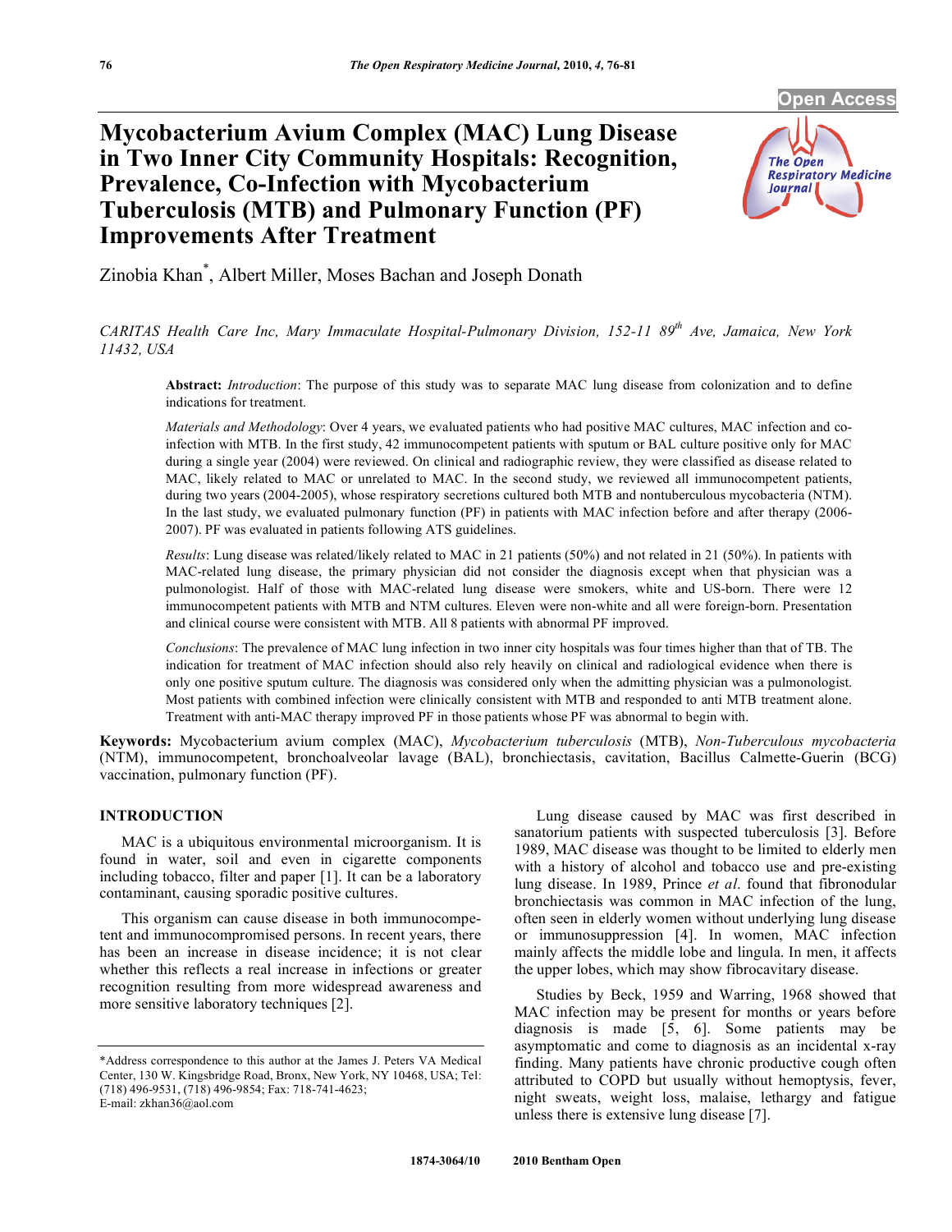# Mycobacterium Avium Complex (MAC) Lung Disease in Two Inner City Community Hospitals: Recognition, Prevalence, Co-Infection with Mycobacterium Tuberculosis (MTB) and Pulmonary Function (PF) Improvements After Treatment

Zinobia Khan*, Albert Miller, Moses Bachan and Joseph Donath

*CARITAS Health Care Inc, Mary Immaculate Hospital-Pulmonary Division, 152-11 89th Ave, Jamaica, New York 11432, USA*

**Abstract:** *Introduction*: The purpose of this study was to separate MAC lung disease from colonization and to define indications for treatment.

*Materials and Methodology*: Over 4 years, we evaluated patients who had positive MAC cultures, MAC infection and co-infection with MTB. In the first study, 42 immunocompetent patients with sputum or BAL culture positive only for MAC during a single year (2004) were reviewed. On clinical and radiographic review, they were classified as disease related to MAC, likely related to MAC or unrelated to MAC. In the second study, we reviewed all immunocompetent patients, during two years (2004-2005), whose respiratory secretions cultured both MTB and nontuberculous mycobacteria (NTM). In the last study, we evaluated pulmonary function (PF) in patients with MAC infection before and after therapy (2006-2007). PF was evaluated in patients following ATS guidelines.

*Results*: Lung disease was related/likely related to MAC in 21 patients (50%) and not related in 21 (50%). In patients with MAC-related lung disease, the primary physician did not consider the diagnosis except when that physician was a pulmonologist. Half of those with MAC-related lung disease were smokers, white and US-born. There were 12 immunocompetent patients with MTB and NTM cultures. Eleven were non-white and all were foreign-born. Presentation and clinical course were consistent with MTB. All 8 patients with abnormal PF improved.

*Conclusions*: The prevalence of MAC lung infection in two inner city hospitals was four times higher than that of TB. The indication for treatment of MAC infection should also rely heavily on clinical and radiological evidence when there is only one positive sputum culture. The diagnosis was considered only when the admitting physician was a pulmonologist. Most patients with combined infection were clinically consistent with MTB and responded to anti MTB treatment alone. Treatment with anti-MAC therapy improved PF in those patients whose PF was abnormal to begin with.

**Keywords:** Mycobacterium avium complex (MAC), *Mycobacterium tuberculosis* (MTB), *Non-Tuberculous mycobacteria* (NTM), immunocompetent, bronchoalveolar lavage (BAL), bronchiectasis, cavitation, Bacillus Calmette-Guerin (BCG) vaccination, pulmonary function (PF).

## INTRODUCTION

MAC is a ubiquitous environmental microorganism. It is found in water, soil and even in cigarette components including tobacco, filter and paper [1]. It can be a laboratory contaminant, causing sporadic positive cultures.

This organism can cause disease in both immunocompetent and immunocompromised persons. In recent years, there has been an increase in disease incidence; it is not clear whether this reflects a real increase in infections or greater recognition resulting from more widespread awareness and more sensitive laboratory techniques [2].

Lung disease caused by MAC was first described in sanatorium patients with suspected tuberculosis [3]. Before 1989, MAC disease was thought to be limited to elderly men with a history of alcohol and tobacco use and pre-existing lung disease. In 1989, Prince *et al*. found that fibronodular bronchiectasis was common in MAC infection of the lung, often seen in elderly women without underlying lung disease or immunosuppression [4]. In women, MAC infection mainly affects the middle lobe and lingula. In men, it affects the upper lobes, which may show fibrocavitary disease.

Studies by Beck, 1959 and Warring, 1968 showed that MAC infection may be present for months or years before diagnosis is made [5, 6]. Some patients may be asymptomatic and come to diagnosis as an incidental x-ray finding. Many patients have chronic productive cough often attributed to COPD but usually without hemoptysis, fever, night sweats, weight loss, malaise, lethargy and fatigue unless there is extensive lung disease [7].

*Address correspondence to this author at the James J. Peters VA Medical Center, 130 W. Kingsbridge Road, Bronx, New York, NY 10468, USA; Tel: (718) 496-9531, (718) 496-9854; Fax: 718-741-4623; E-mail: zkhan36@aol.com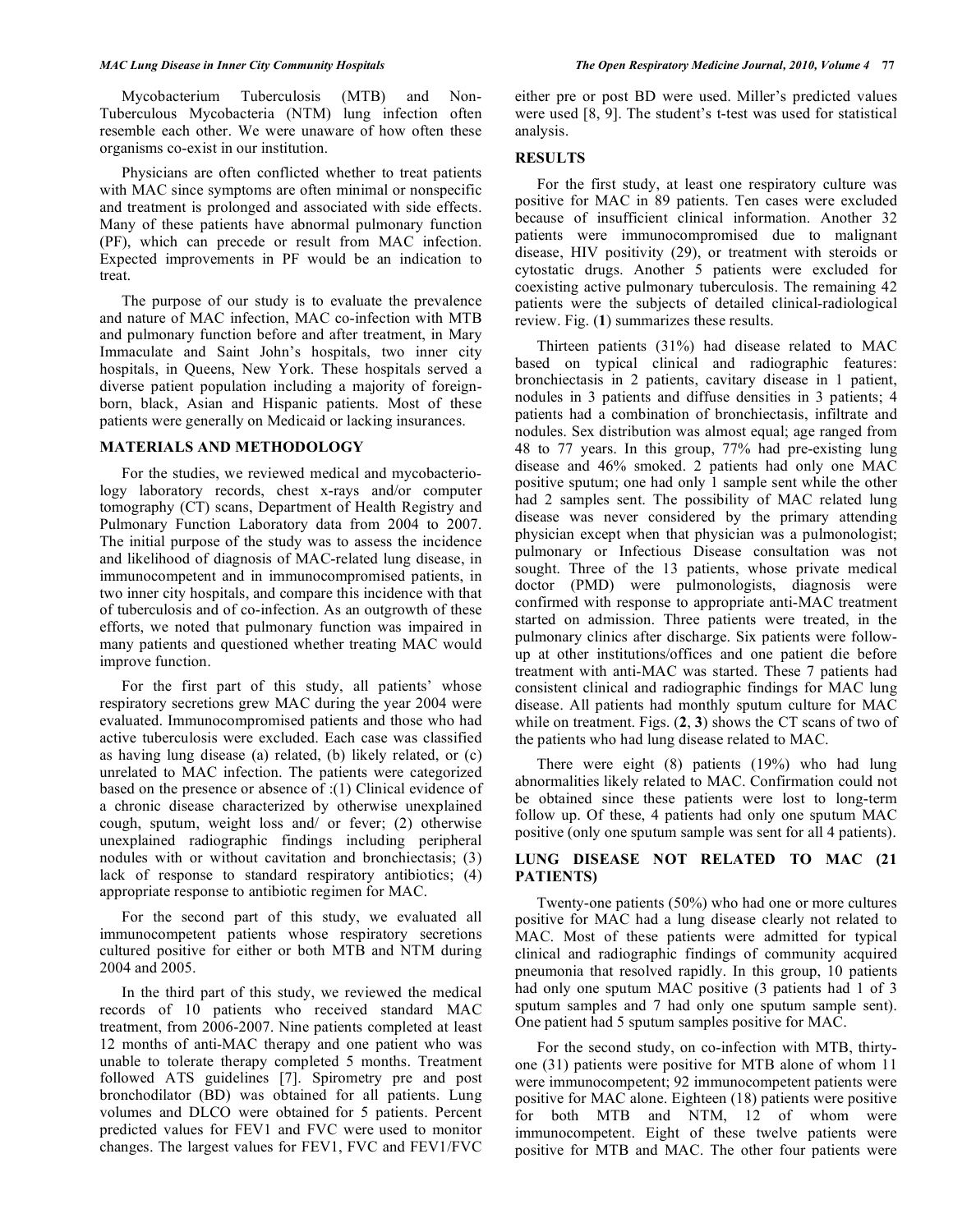Mycobacterium Tuberculosis (MTB) and Non-Tuberculous Mycobacteria (NTM) lung infection often resemble each other. We were unaware of how often these organisms co-exist in our institution.

Physicians are often conflicted whether to treat patients with MAC since symptoms are often minimal or nonspecific and treatment is prolonged and associated with side effects. Many of these patients have abnormal pulmonary function (PF), which can precede or result from MAC infection. Expected improvements in PF would be an indication to treat.

The purpose of our study is to evaluate the prevalence and nature of MAC infection, MAC co-infection with MTB and pulmonary function before and after treatment, in Mary Immaculate and Saint John's hospitals, two inner city hospitals, in Queens, New York. These hospitals served a diverse patient population including a majority of foreign-born, black, Asian and Hispanic patients. Most of these patients were generally on Medicaid or lacking insurances.

## MATERIALS AND METHODOLOGY

For the studies, we reviewed medical and mycobacteriology laboratory records, chest x-rays and/or computer tomography (CT) scans, Department of Health Registry and Pulmonary Function Laboratory data from 2004 to 2007. The initial purpose of the study was to assess the incidence and likelihood of diagnosis of MAC-related lung disease, in immunocompetent and in immunocompromised patients, in two inner city hospitals, and compare this incidence with that of tuberculosis and of co-infection. As an outgrowth of these efforts, we noted that pulmonary function was impaired in many patients and questioned whether treating MAC would improve function.

For the first part of this study, all patients' whose respiratory secretions grew MAC during the year 2004 were evaluated. Immunocompromised patients and those who had active tuberculosis were excluded. Each case was classified as having lung disease (a) related, (b) likely related, or (c) unrelated to MAC infection. The patients were categorized based on the presence or absence of :(1) Clinical evidence of a chronic disease characterized by otherwise unexplained cough, sputum, weight loss and/ or fever; (2) otherwise unexplained radiographic findings including peripheral nodules with or without cavitation and bronchiectasis; (3) lack of response to standard respiratory antibiotics; (4) appropriate response to antibiotic regimen for MAC.

For the second part of this study, we evaluated all immunocompetent patients whose respiratory secretions cultured positive for either or both MTB and NTM during 2004 and 2005.

In the third part of this study, we reviewed the medical records of 10 patients who received standard MAC treatment, from 2006-2007. Nine patients completed at least 12 months of anti-MAC therapy and one patient who was unable to tolerate therapy completed 5 months. Treatment followed ATS guidelines [7]. Spirometry pre and post bronchodilator (BD) was obtained for all patients. Lung volumes and DLCO were obtained for 5 patients. Percent predicted values for FEV1 and FVC were used to monitor changes. The largest values for FEV1, FVC and FEV1/FVC either pre or post BD were used. Miller's predicted values were used [8, 9]. The student's t-test was used for statistical analysis.

## RESULTS

For the first study, at least one respiratory culture was positive for MAC in 89 patients. Ten cases were excluded because of insufficient clinical information. Another 32 patients were immunocompromised due to malignant disease, HIV positivity (29), or treatment with steroids or cytostatic drugs. Another 5 patients were excluded for coexisting active pulmonary tuberculosis. The remaining 42 patients were the subjects of detailed clinical-radiological review. Fig. (**1**) summarizes these results.

Thirteen patients (31%) had disease related to MAC based on typical clinical and radiographic features: bronchiectasis in 2 patients, cavitary disease in 1 patient, nodules in 3 patients and diffuse densities in 3 patients; 4 patients had a combination of bronchiectasis, infiltrate and nodules. Sex distribution was almost equal; age ranged from 48 to 77 years. In this group, 77% had pre-existing lung disease and 46% smoked. 2 patients had only one MAC positive sputum; one had only 1 sample sent while the other had 2 samples sent. The possibility of MAC related lung disease was never considered by the primary attending physician except when that physician was a pulmonologist; pulmonary or Infectious Disease consultation was not sought. Three of the 13 patients, whose private medical doctor (PMD) were pulmonologists, diagnosis were confirmed with response to appropriate anti-MAC treatment started on admission. Three patients were treated, in the pulmonary clinics after discharge. Six patients were follow-up at other institutions/offices and one patient die before treatment with anti-MAC was started. These 7 patients had consistent clinical and radiographic findings for MAC lung disease. All patients had monthly sputum culture for MAC while on treatment. Figs. (**2**, **3**) shows the CT scans of two of the patients who had lung disease related to MAC.

There were eight (8) patients (19%) who had lung abnormalities likely related to MAC. Confirmation could not be obtained since these patients were lost to long-term follow up. Of these, 4 patients had only one sputum MAC positive (only one sputum sample was sent for all 4 patients).

## LUNG DISEASE NOT RELATED TO MAC (21 PATIENTS)

Twenty-one patients (50%) who had one or more cultures positive for MAC had a lung disease clearly not related to MAC. Most of these patients were admitted for typical clinical and radiographic findings of community acquired pneumonia that resolved rapidly. In this group, 10 patients had only one sputum MAC positive (3 patients had 1 of 3 sputum samples and 7 had only one sputum sample sent). One patient had 5 sputum samples positive for MAC.

For the second study, on co-infection with MTB, thirty-one (31) patients were positive for MTB alone of whom 11 were immunocompetent; 92 immunocompetent patients were positive for MAC alone. Eighteen (18) patients were positive for both MTB and NTM, 12 of whom were immunocompetent. Eight of these twelve patients were positive for MTB and MAC. The other four patients were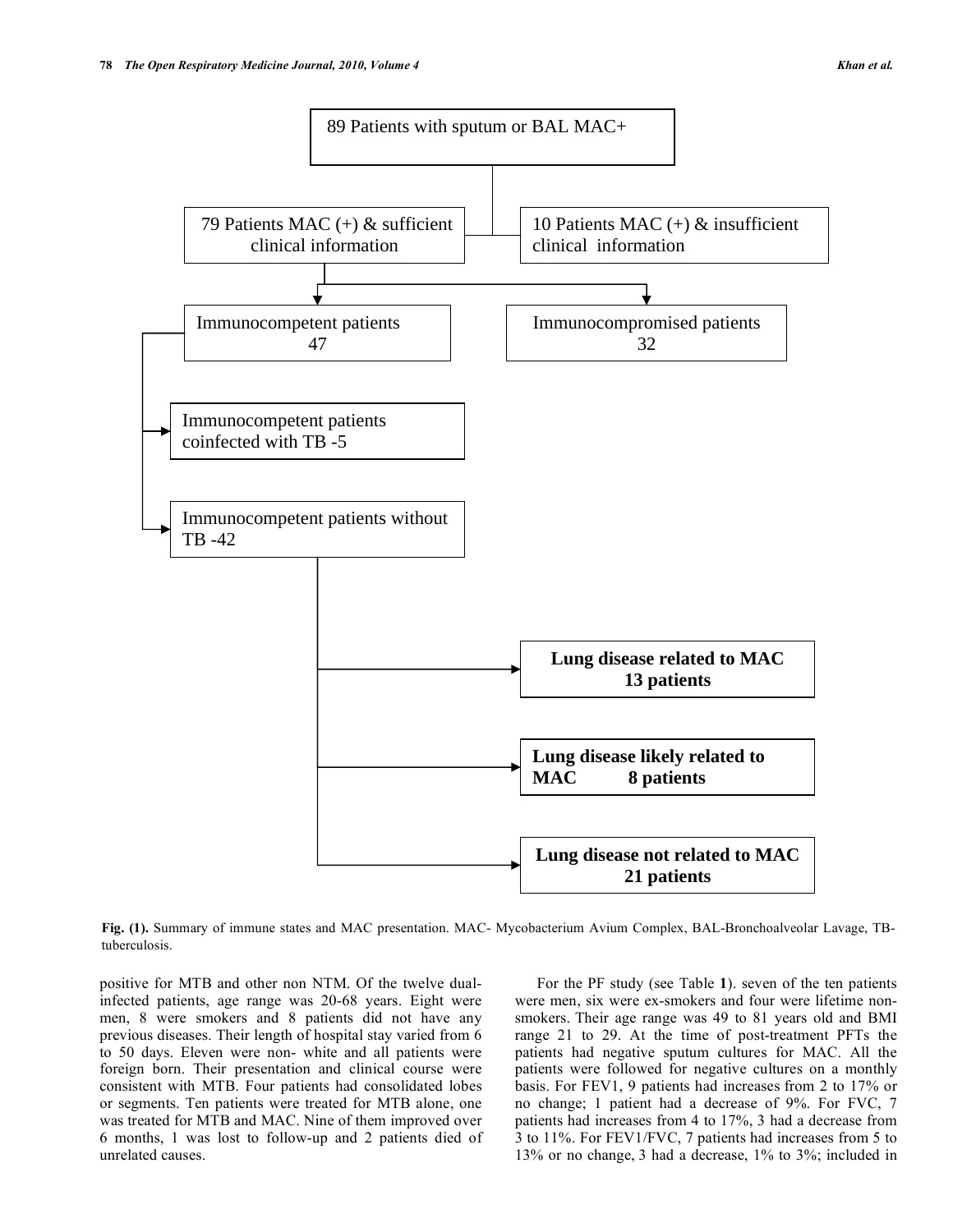89 Patients with sputum or BAL MAC+

- 79 Patients MAC (+) & sufficient clinical information
  - Immunocompetent patients 47
    - Immunocompetent patients coinfected with TB -5
    - Immunocompetent patients without TB -42
      - **Lung disease related to MAC 13 patients**
      - **Lung disease likely related to MAC 8 patients**
      - **Lung disease not related to MAC 21 patients**
  - Immunocompromised patients 32
- 10 Patients MAC (+) & insufficient clinical information

**Fig. (1).** Summary of immune states and MAC presentation. MAC- Mycobacterium Avium Complex, BAL-Bronchoalveolar Lavage, TB-tuberculosis.

positive for MTB and other non NTM. Of the twelve dual-infected patients, age range was 20-68 years. Eight were men, 8 were smokers and 8 patients did not have any previous diseases. Their length of hospital stay varied from 6 to 50 days. Eleven were non- white and all patients were foreign born. Their presentation and clinical course were consistent with MTB. Four patients had consolidated lobes or segments. Ten patients were treated for MTB alone, one was treated for MTB and MAC. Nine of them improved over 6 months, 1 was lost to follow-up and 2 patients died of unrelated causes.

For the PF study (see Table **1**). seven of the ten patients were men, six were ex-smokers and four were lifetime non-smokers. Their age range was 49 to 81 years old and BMI range 21 to 29. At the time of post-treatment PFTs the patients had negative sputum cultures for MAC. All the patients were followed for negative cultures on a monthly basis. For FEV1, 9 patients had increases from 2 to 17% or no change; 1 patient had a decrease of 9%. For FVC, 7 patients had increases from 4 to 17%, 3 had a decrease from 3 to 11%. For FEV1/FVC, 7 patients had increases from 5 to 13% or no change, 3 had a decrease, 1% to 3%; included in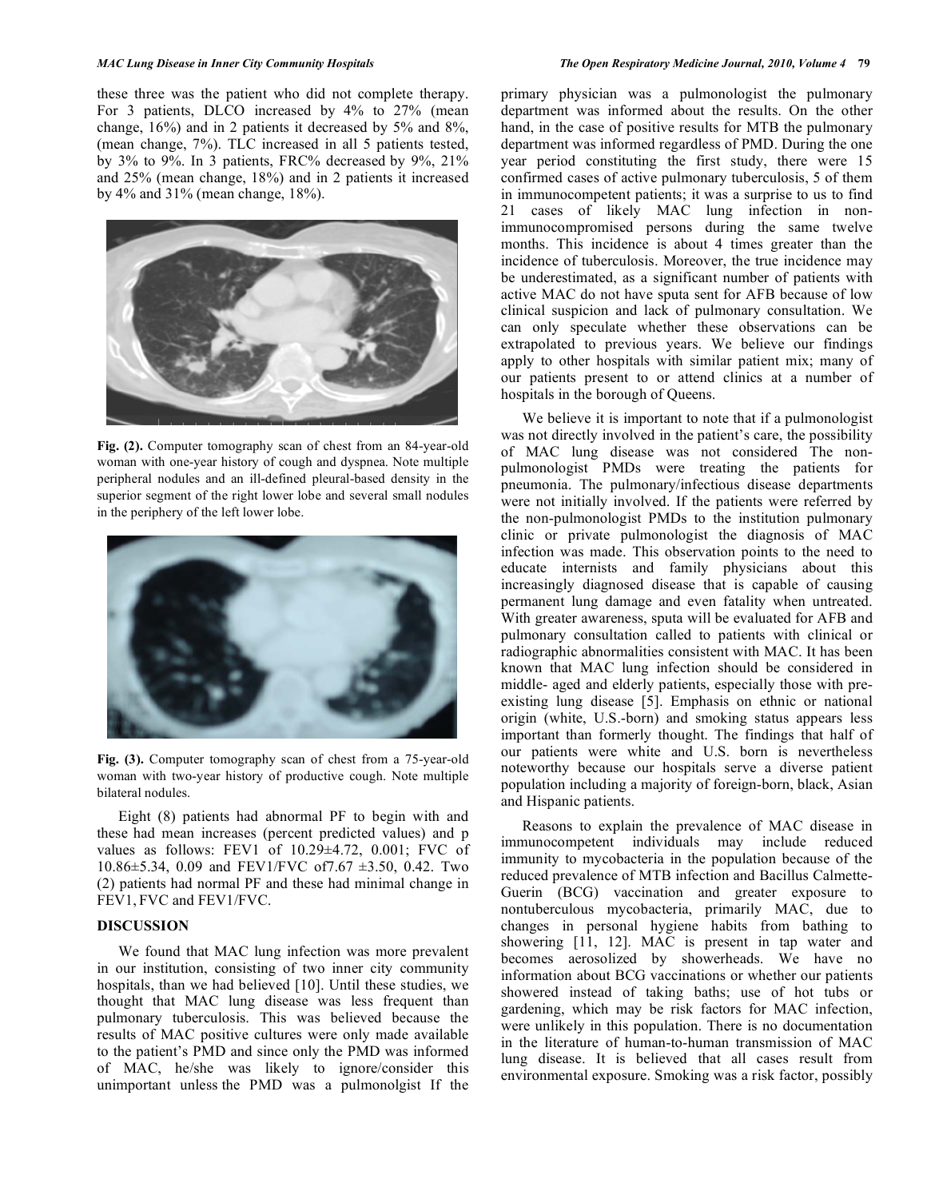these three was the patient who did not complete therapy. For 3 patients, DLCO increased by 4% to 27% (mean change, 16%) and in 2 patients it decreased by 5% and 8%, (mean change, 7%). TLC increased in all 5 patients tested, by 3% to 9%. In 3 patients, FRC% decreased by 9%, 21% and 25% (mean change, 18%) and in 2 patients it increased by 4% and 31% (mean change, 18%).

**Fig. (2).** Computer tomography scan of chest from an 84-year-old woman with one-year history of cough and dyspnea. Note multiple peripheral nodules and an ill-defined pleural-based density in the superior segment of the right lower lobe and several small nodules in the periphery of the left lower lobe.

**Fig. (3).** Computer tomography scan of chest from a 75-year-old woman with two-year history of productive cough. Note multiple bilateral nodules.

Eight (8) patients had abnormal PF to begin with and these had mean increases (percent predicted values) and p values as follows: FEV1 of 10.29±4.72, 0.001; FVC of 10.86±5.34, 0.09 and FEV1/FVC of7.67 ±3.50, 0.42. Two (2) patients had normal PF and these had minimal change in FEV1, FVC and FEV1/FVC.

## DISCUSSION

We found that MAC lung infection was more prevalent in our institution, consisting of two inner city community hospitals, than we had believed [10]. Until these studies, we thought that MAC lung disease was less frequent than pulmonary tuberculosis. This was believed because the results of MAC positive cultures were only made available to the patient's PMD and since only the PMD was informed of MAC, he/she was likely to ignore/consider this unimportant unless the PMD was a pulmonolgist If the primary physician was a pulmonologist the pulmonary department was informed about the results. On the other hand, in the case of positive results for MTB the pulmonary department was informed regardless of PMD. During the one year period constituting the first study, there were 15 confirmed cases of active pulmonary tuberculosis, 5 of them in immunocompetent patients; it was a surprise to us to find 21 cases of likely MAC lung infection in non-immunocompromised persons during the same twelve months. This incidence is about 4 times greater than the incidence of tuberculosis. Moreover, the true incidence may be underestimated, as a significant number of patients with active MAC do not have sputa sent for AFB because of low clinical suspicion and lack of pulmonary consultation. We can only speculate whether these observations can be extrapolated to previous years. We believe our findings apply to other hospitals with similar patient mix; many of our patients present to or attend clinics at a number of hospitals in the borough of Queens.

We believe it is important to note that if a pulmonologist was not directly involved in the patient's care, the possibility of MAC lung disease was not considered The non-pulmonologist PMDs were treating the patients for pneumonia. The pulmonary/infectious disease departments were not initially involved. If the patients were referred by the non-pulmonologist PMDs to the institution pulmonary clinic or private pulmonologist the diagnosis of MAC infection was made. This observation points to the need to educate internists and family physicians about this increasingly diagnosed disease that is capable of causing permanent lung damage and even fatality when untreated. With greater awareness, sputa will be evaluated for AFB and pulmonary consultation called to patients with clinical or radiographic abnormalities consistent with MAC. It has been known that MAC lung infection should be considered in middle- aged and elderly patients, especially those with pre-existing lung disease [5]. Emphasis on ethnic or national origin (white, U.S.-born) and smoking status appears less important than formerly thought. The findings that half of our patients were white and U.S. born is nevertheless noteworthy because our hospitals serve a diverse patient population including a majority of foreign-born, black, Asian and Hispanic patients.

Reasons to explain the prevalence of MAC disease in immunocompetent individuals may include reduced immunity to mycobacteria in the population because of the reduced prevalence of MTB infection and Bacillus Calmette-Guerin (BCG) vaccination and greater exposure to nontuberculous mycobacteria, primarily MAC, due to changes in personal hygiene habits from bathing to showering [11, 12]. MAC is present in tap water and becomes aerosolized by showerheads. We have no information about BCG vaccinations or whether our patients showered instead of taking baths; use of hot tubs or gardening, which may be risk factors for MAC infection, were unlikely in this population. There is no documentation in the literature of human-to-human transmission of MAC lung disease. It is believed that all cases result from environmental exposure. Smoking was a risk factor, possibly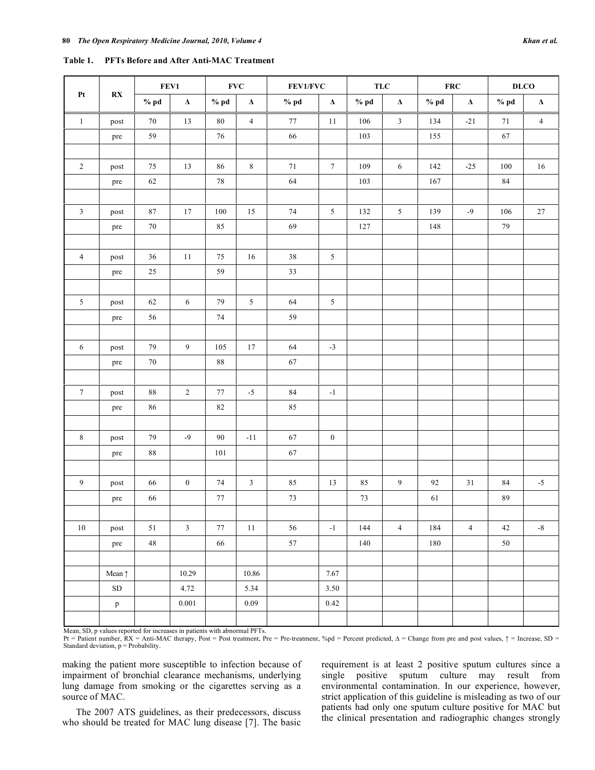**Table 1. PFTs Before and After Anti-MAC Treatment**

| Pt | RX | FEV1 | | FVC | | FEV1/FVC | | TLC | | FRC | | DLCO | |
|---|---|---|---|---|---|---|---|---|---|---|---|---|---|
| | | % pd | Δ | % pd | Δ | % pd | Δ | % pd | Δ | % pd | Δ | % pd | Δ |
| 1 | post | 70 | 13 | 80 | 4 | 77 | 11 | 106 | 3 | 134 | -21 | 71 | 4 |
| | pre | 59 | | 76 | | 66 | | 103 | | 155 | | 67 | |
| 2 | post | 75 | 13 | 86 | 8 | 71 | 7 | 109 | 6 | 142 | -25 | 100 | 16 |
| | pre | 62 | | 78 | | 64 | | 103 | | 167 | | 84 | |
| 3 | post | 87 | 17 | 100 | 15 | 74 | 5 | 132 | 5 | 139 | -9 | 106 | 27 |
| | pre | 70 | | 85 | | 69 | | 127 | | 148 | | 79 | |
| 4 | post | 36 | 11 | 75 | 16 | 38 | 5 | | | | | | |
| | pre | 25 | | 59 | | 33 | | | | | | | |
| 5 | post | 62 | 6 | 79 | 5 | 64 | 5 | | | | | | |
| | pre | 56 | | 74 | | 59 | | | | | | | |
| 6 | post | 79 | 9 | 105 | 17 | 64 | -3 | | | | | | |
| | pre | 70 | | 88 | | 67 | | | | | | | |
| 7 | post | 88 | 2 | 77 | -5 | 84 | -1 | | | | | | |
| | pre | 86 | | 82 | | 85 | | | | | | | |
| 8 | post | 79 | -9 | 90 | -11 | 67 | 0 | | | | | | |
| | pre | 88 | | 101 | | 67 | | | | | | | |
| 9 | post | 66 | 0 | 74 | 3 | 85 | 13 | 85 | 9 | 92 | 31 | 84 | -5 |
| | pre | 66 | | 77 | | 73 | | 73 | | 61 | | 89 | |
| 10 | post | 51 | 3 | 77 | 11 | 56 | -1 | 144 | 4 | 184 | 4 | 42 | -8 |
| | pre | 48 | | 66 | | 57 | | 140 | | 180 | | 50 | |
| | Mean ↑ | | 10.29 | | 10.86 | | 7.67 | | | | | | |
| | SD | | 4.72 | | 5.34 | | 3.50 | | | | | | |
| | p | | 0.001 | | 0.09 | | 0.42 | | | | | | |

Mean, SD, p values reported for increases in patients with abnormal PFTs.
Pt = Patient number, RX = Anti-MAC therapy, Post = Post treatment, Pre = Pre-treatmenr, %pd = Percent predicted, Δ = Change from pre and post values, ↑ = Increase, SD = Standard deviation, p = Probability.

making the patient more susceptible to infection because of impairment of bronchial clearance mechanisms, underlying lung damage from smoking or the cigarettes serving as a source of MAC.

The 2007 ATS guidelines, as their predecessors, discuss who should be treated for MAC lung disease [7]. The basic requirement is at least 2 positive sputum cultures since a single positive sputum culture may result from environmental contamination. In our experience, however, strict application of this guideline is misleading as two of our patients had only one sputum culture positive for MAC but the clinical presentation and radiographic changes strongly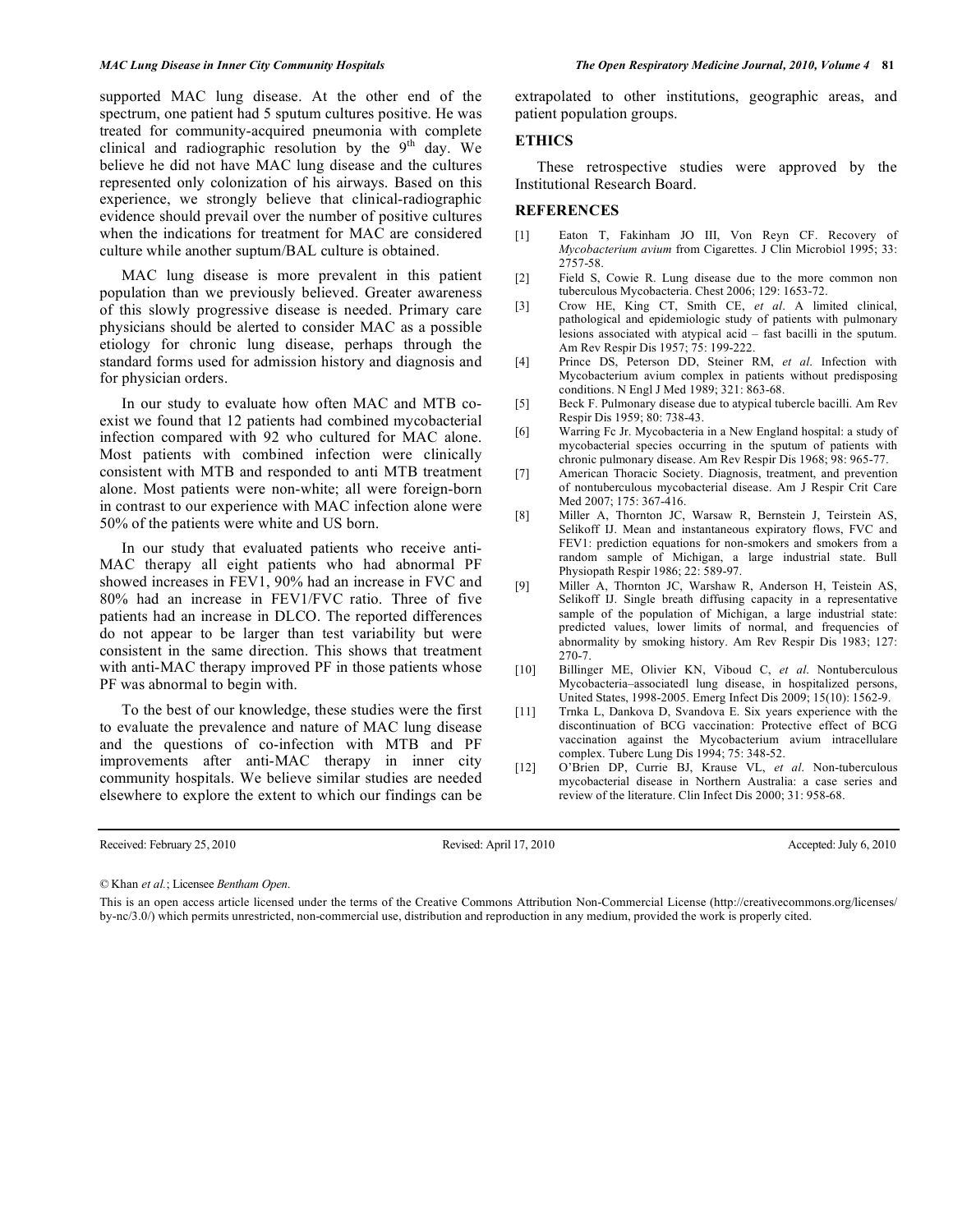supported MAC lung disease. At the other end of the spectrum, one patient had 5 sputum cultures positive. He was treated for community-acquired pneumonia with complete clinical and radiographic resolution by the 9th day. We believe he did not have MAC lung disease and the cultures represented only colonization of his airways. Based on this experience, we strongly believe that clinical-radiographic evidence should prevail over the number of positive cultures when the indications for treatment for MAC are considered culture while another suptum/BAL culture is obtained.

MAC lung disease is more prevalent in this patient population than we previously believed. Greater awareness of this slowly progressive disease is needed. Primary care physicians should be alerted to consider MAC as a possible etiology for chronic lung disease, perhaps through the standard forms used for admission history and diagnosis and for physician orders.

In our study to evaluate how often MAC and MTB co-exist we found that 12 patients had combined mycobacterial infection compared with 92 who cultured for MAC alone. Most patients with combined infection were clinically consistent with MTB and responded to anti MTB treatment alone. Most patients were non-white; all were foreign-born in contrast to our experience with MAC infection alone were 50% of the patients were white and US born.

In our study that evaluated patients who receive anti-MAC therapy all eight patients who had abnormal PF showed increases in FEV1, 90% had an increase in FVC and 80% had an increase in FEV1/FVC ratio. Three of five patients had an increase in DLCO. The reported differences do not appear to be larger than test variability but were consistent in the same direction. This shows that treatment with anti-MAC therapy improved PF in those patients whose PF was abnormal to begin with.

To the best of our knowledge, these studies were the first to evaluate the prevalence and nature of MAC lung disease and the questions of co-infection with MTB and PF improvements after anti-MAC therapy in inner city community hospitals. We believe similar studies are needed elsewhere to explore the extent to which our findings can be extrapolated to other institutions, geographic areas, and patient population groups.

## ETHICS

These retrospective studies were approved by the Institutional Research Board.

## REFERENCES

[1] Eaton T, Fakinham JO III, Von Reyn CF. Recovery of *Mycobacterium avium* from Cigarettes. J Clin Microbiol 1995; 33: 2757-58.

[2] Field S, Cowie R. Lung disease due to the more common non tuberculous Mycobacteria. Chest 2006; 129: 1653-72.

[3] Crow HE, King CT, Smith CE, *et al*. A limited clinical, pathological and epidemiologic study of patients with pulmonary lesions associated with atypical acid – fast bacilli in the sputum. Am Rev Respir Dis 1957; 75: 199-222.

[4] Prince DS, Peterson DD, Steiner RM, *et al*. Infection with Mycobacterium avium complex in patients without predisposing conditions. N Engl J Med 1989; 321: 863-68.

[5] Beck F. Pulmonary disease due to atypical tubercle bacilli. Am Rev Respir Dis 1959; 80: 738-43.

[6] Warring Fc Jr. Mycobacteria in a New England hospital: a study of mycobacterial species occurring in the sputum of patients with chronic pulmonary disease. Am Rev Respir Dis 1968; 98: 965-77.

[7] American Thoracic Society. Diagnosis, treatment, and prevention of nontuberculous mycobacterial disease. Am J Respir Crit Care Med 2007; 175: 367-416.

[8] Miller A, Thornton JC, Warsaw R, Bernstein J, Teirstein AS, Selikoff IJ. Mean and instantaneous expiratory flows, FVC and FEV1: prediction equations for non-smokers and smokers from a random sample of Michigan, a large industrial state. Bull Physiopath Respir 1986; 22: 589-97.

[9] Miller A, Thornton JC, Warshaw R, Anderson H, Teistein AS, Selikoff IJ. Single breath diffusing capacity in a representative sample of the population of Michigan, a large industrial state: predicted values, lower limits of normal, and frequencies of abnormality by smoking history. Am Rev Respir Dis 1983; 127: 270-7.

[10] Billinger ME, Olivier KN, Viboud C, *et al*. Nontuberculous Mycobacteria–associatedl lung disease, in hospitalized persons, United States, 1998-2005. Emerg Infect Dis 2009; 15(10): 1562-9.

[11] Trnka L, Dankova D, Svandova E. Six years experience with the discontinuation of BCG vaccination: Protective effect of BCG vaccination against the Mycobacterium avium intracellulare complex. Tuberc Lung Dis 1994; 75: 348-52.

[12] O'Brien DP, Currie BJ, Krause VL, *et al*. Non-tuberculous mycobacterial disease in Northern Australia: a case series and review of the literature. Clin Infect Dis 2000; 31: 958-68.

Received: February 25, 2010 Revised: April 17, 2010 Accepted: July 6, 2010

© Khan *et al.*; Licensee *Bentham Open*.

This is an open access article licensed under the terms of the Creative Commons Attribution Non-Commercial License (http://creativecommons.org/licenses/by-nc/3.0/) which permits unrestricted, non-commercial use, distribution and reproduction in any medium, provided the work is properly cited.